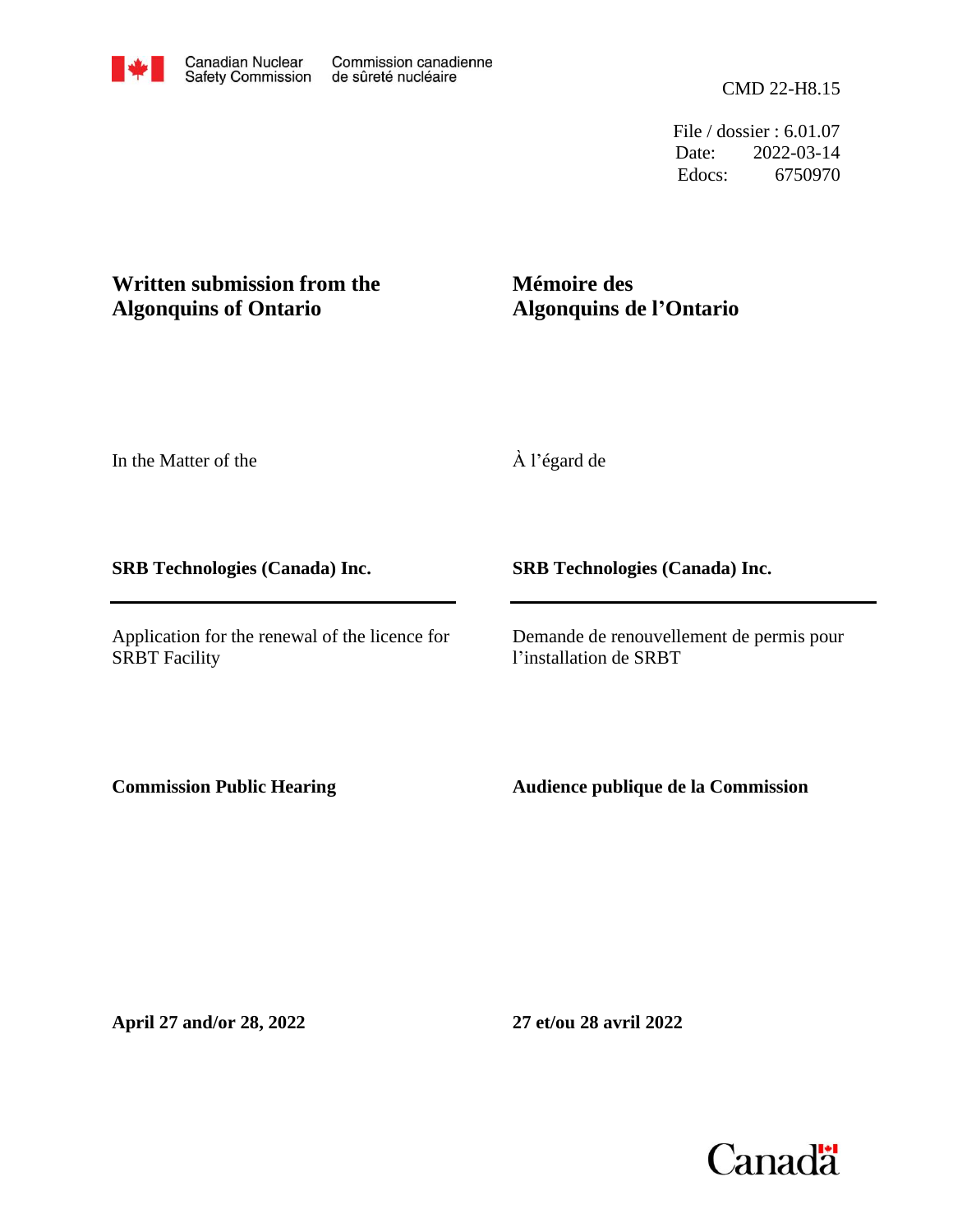Canadian Nuclear Safety Commission / Commission canadienne de sûreté nucléaire

CMD 22-H8.15

File / dossier : 6.01.07
Date: 2022-03-14
Edocs: 6750970

# Written submission from the Algonquins of Ontario

# Mémoire des Algonquins de l'Ontario

In the Matter of the

À l'égard de

**SRB Technologies (Canada) Inc.**

**SRB Technologies (Canada) Inc.**

Application for the renewal of the licence for SRBT Facility

Demande de renouvellement de permis pour l'installation de SRBT

**Commission Public Hearing**

**Audience publique de la Commission**

**April 27 and/or 28, 2022**

**27 et/ou 28 avril 2022**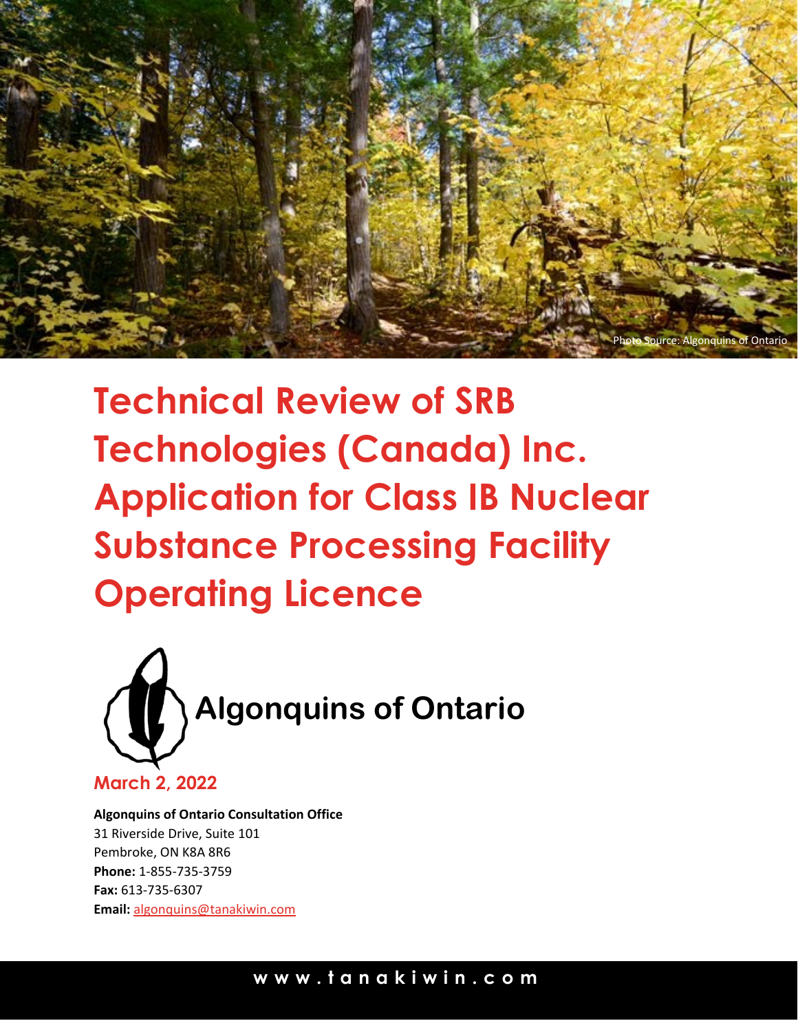Photo Source: Algonquins of Ontario

# Technical Review of SRB Technologies (Canada) Inc. Application for Class IB Nuclear Substance Processing Facility Operating Licence

**Algonquins of Ontario**

**March 2, 2022**

**Algonquins of Ontario Consultation Office**
31 Riverside Drive, Suite 101
Pembroke, ON K8A 8R6
**Phone:** 1-855-735-3759
**Fax:** 613-735-6307
**Email:** algonquins@tanakiwin.com

www.tanakiwin.com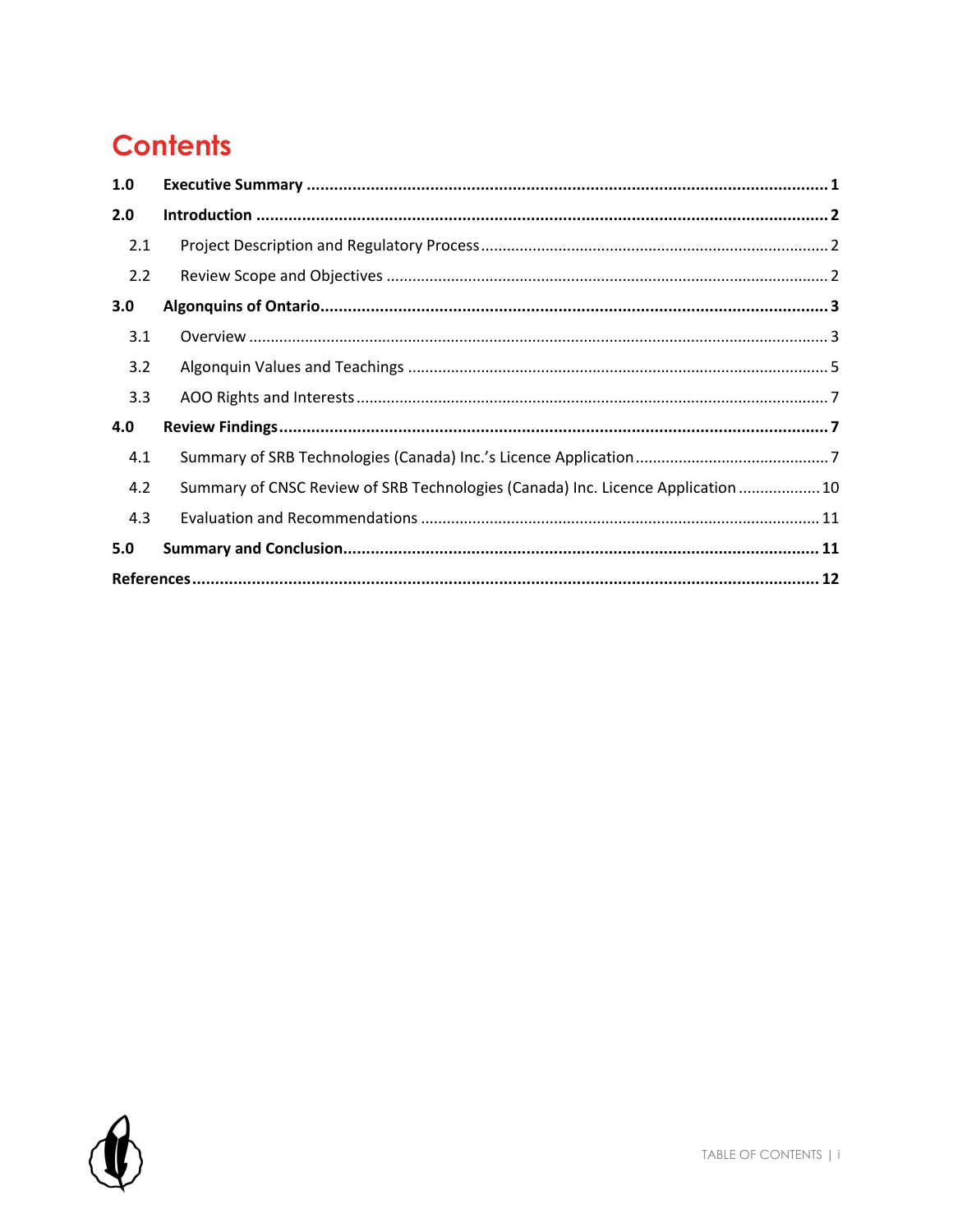# Contents

| | | |
|---|---|---|
| **1.0** | **Executive Summary** | **1** |
| **2.0** | **Introduction** | **2** |
| 2.1 | Project Description and Regulatory Process | 2 |
| 2.2 | Review Scope and Objectives | 2 |
| **3.0** | **Algonquins of Ontario** | **3** |
| 3.1 | Overview | 3 |
| 3.2 | Algonquin Values and Teachings | 5 |
| 3.3 | AOO Rights and Interests | 7 |
| **4.0** | **Review Findings** | **7** |
| 4.1 | Summary of SRB Technologies (Canada) Inc.'s Licence Application | 7 |
| 4.2 | Summary of CNSC Review of SRB Technologies (Canada) Inc. Licence Application | 10 |
| 4.3 | Evaluation and Recommendations | 11 |
| **5.0** | **Summary and Conclusion** | **11** |
| **References** | | **12** |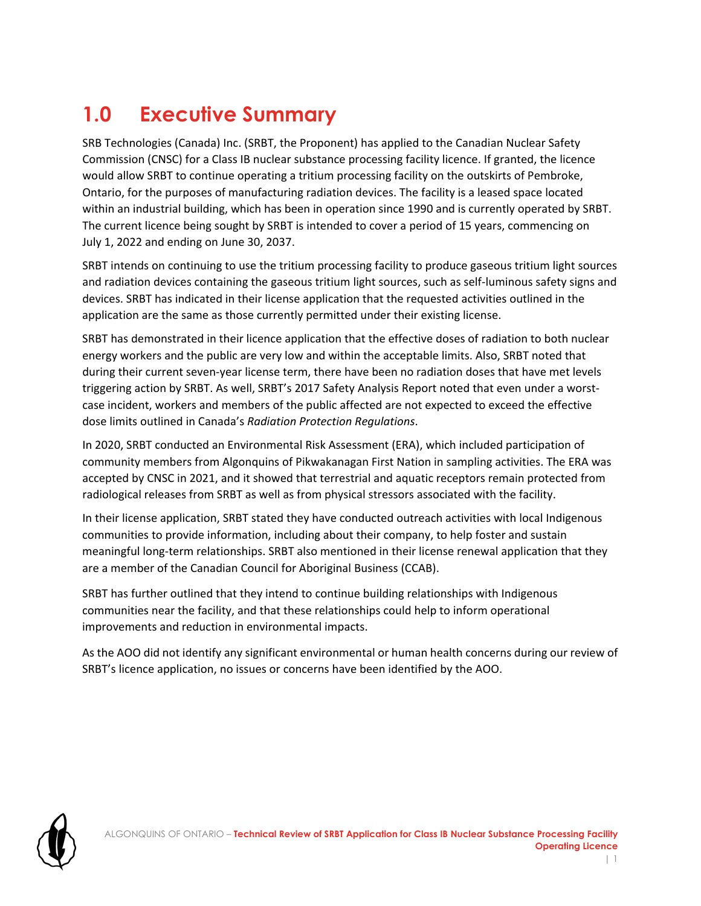# 1.0 Executive Summary

SRB Technologies (Canada) Inc. (SRBT, the Proponent) has applied to the Canadian Nuclear Safety Commission (CNSC) for a Class IB nuclear substance processing facility licence. If granted, the licence would allow SRBT to continue operating a tritium processing facility on the outskirts of Pembroke, Ontario, for the purposes of manufacturing radiation devices. The facility is a leased space located within an industrial building, which has been in operation since 1990 and is currently operated by SRBT. The current licence being sought by SRBT is intended to cover a period of 15 years, commencing on July 1, 2022 and ending on June 30, 2037.

SRBT intends on continuing to use the tritium processing facility to produce gaseous tritium light sources and radiation devices containing the gaseous tritium light sources, such as self-luminous safety signs and devices. SRBT has indicated in their license application that the requested activities outlined in the application are the same as those currently permitted under their existing license.

SRBT has demonstrated in their licence application that the effective doses of radiation to both nuclear energy workers and the public are very low and within the acceptable limits. Also, SRBT noted that during their current seven-year license term, there have been no radiation doses that have met levels triggering action by SRBT. As well, SRBT's 2017 Safety Analysis Report noted that even under a worst-case incident, workers and members of the public affected are not expected to exceed the effective dose limits outlined in Canada's *Radiation Protection Regulations*.

In 2020, SRBT conducted an Environmental Risk Assessment (ERA), which included participation of community members from Algonquins of Pikwakanagan First Nation in sampling activities. The ERA was accepted by CNSC in 2021, and it showed that terrestrial and aquatic receptors remain protected from radiological releases from SRBT as well as from physical stressors associated with the facility.

In their license application, SRBT stated they have conducted outreach activities with local Indigenous communities to provide information, including about their company, to help foster and sustain meaningful long-term relationships. SRBT also mentioned in their license renewal application that they are a member of the Canadian Council for Aboriginal Business (CCAB).

SRBT has further outlined that they intend to continue building relationships with Indigenous communities near the facility, and that these relationships could help to inform operational improvements and reduction in environmental impacts.

As the AOO did not identify any significant environmental or human health concerns during our review of SRBT's licence application, no issues or concerns have been identified by the AOO.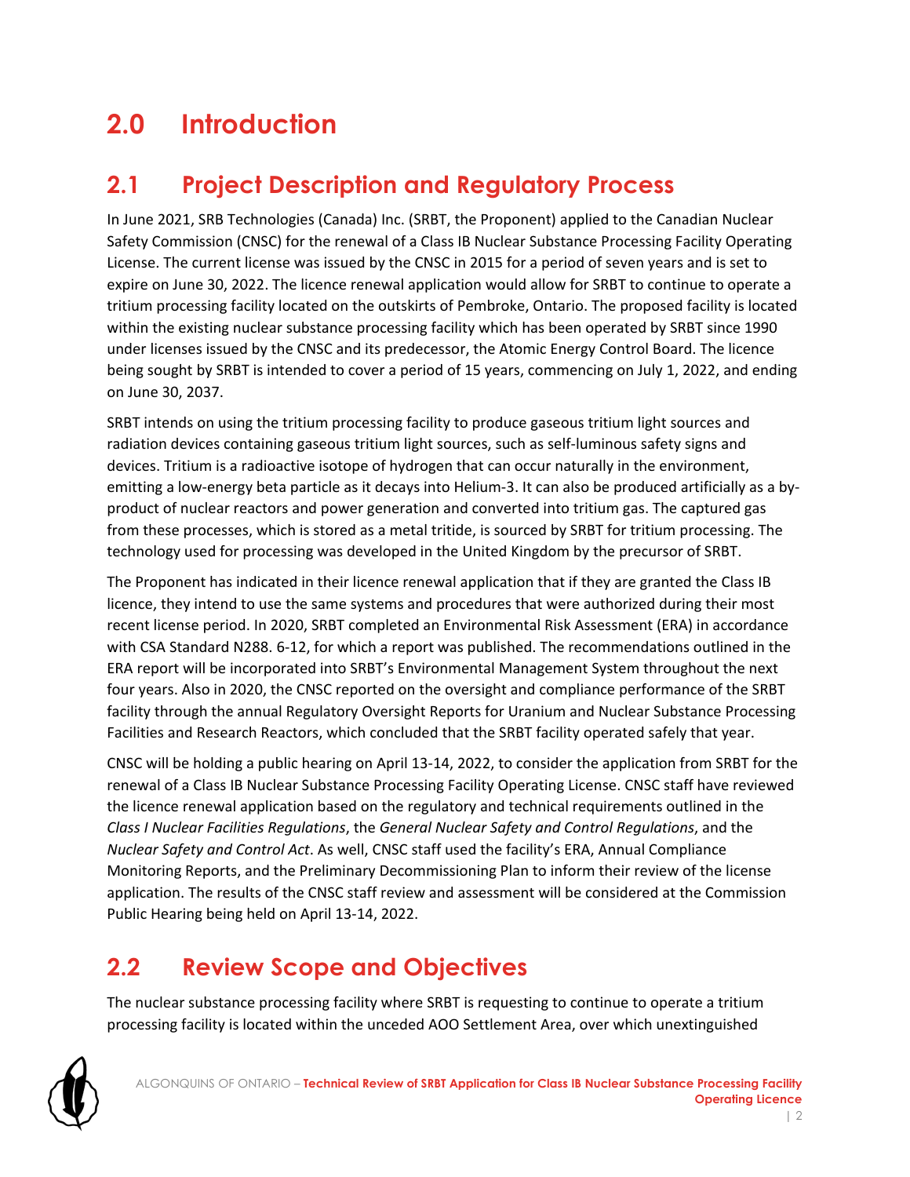# 2.0 Introduction

## 2.1 Project Description and Regulatory Process

In June 2021, SRB Technologies (Canada) Inc. (SRBT, the Proponent) applied to the Canadian Nuclear Safety Commission (CNSC) for the renewal of a Class IB Nuclear Substance Processing Facility Operating License. The current license was issued by the CNSC in 2015 for a period of seven years and is set to expire on June 30, 2022. The licence renewal application would allow for SRBT to continue to operate a tritium processing facility located on the outskirts of Pembroke, Ontario. The proposed facility is located within the existing nuclear substance processing facility which has been operated by SRBT since 1990 under licenses issued by the CNSC and its predecessor, the Atomic Energy Control Board. The licence being sought by SRBT is intended to cover a period of 15 years, commencing on July 1, 2022, and ending on June 30, 2037.

SRBT intends on using the tritium processing facility to produce gaseous tritium light sources and radiation devices containing gaseous tritium light sources, such as self-luminous safety signs and devices. Tritium is a radioactive isotope of hydrogen that can occur naturally in the environment, emitting a low-energy beta particle as it decays into Helium-3. It can also be produced artificially as a by-product of nuclear reactors and power generation and converted into tritium gas. The captured gas from these processes, which is stored as a metal tritide, is sourced by SRBT for tritium processing. The technology used for processing was developed in the United Kingdom by the precursor of SRBT.

The Proponent has indicated in their licence renewal application that if they are granted the Class IB licence, they intend to use the same systems and procedures that were authorized during their most recent license period. In 2020, SRBT completed an Environmental Risk Assessment (ERA) in accordance with CSA Standard N288. 6-12, for which a report was published. The recommendations outlined in the ERA report will be incorporated into SRBT's Environmental Management System throughout the next four years. Also in 2020, the CNSC reported on the oversight and compliance performance of the SRBT facility through the annual Regulatory Oversight Reports for Uranium and Nuclear Substance Processing Facilities and Research Reactors, which concluded that the SRBT facility operated safely that year.

CNSC will be holding a public hearing on April 13-14, 2022, to consider the application from SRBT for the renewal of a Class IB Nuclear Substance Processing Facility Operating License. CNSC staff have reviewed the licence renewal application based on the regulatory and technical requirements outlined in the *Class I Nuclear Facilities Regulations*, the *General Nuclear Safety and Control Regulations*, and the *Nuclear Safety and Control Act*. As well, CNSC staff used the facility's ERA, Annual Compliance Monitoring Reports, and the Preliminary Decommissioning Plan to inform their review of the license application. The results of the CNSC staff review and assessment will be considered at the Commission Public Hearing being held on April 13-14, 2022.

## 2.2 Review Scope and Objectives

The nuclear substance processing facility where SRBT is requesting to continue to operate a tritium processing facility is located within the unceded AOO Settlement Area, over which unextinguished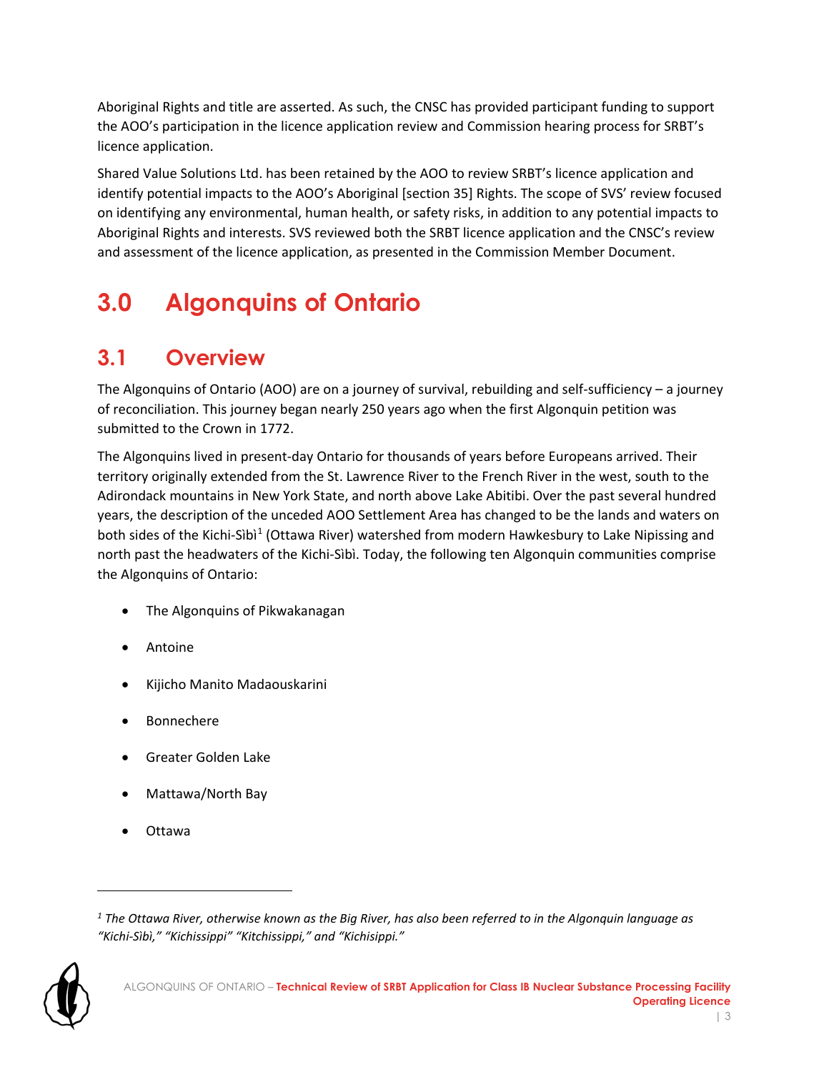Aboriginal Rights and title are asserted. As such, the CNSC has provided participant funding to support the AOO's participation in the licence application review and Commission hearing process for SRBT's licence application.

Shared Value Solutions Ltd. has been retained by the AOO to review SRBT's licence application and identify potential impacts to the AOO's Aboriginal [section 35] Rights. The scope of SVS' review focused on identifying any environmental, human health, or safety risks, in addition to any potential impacts to Aboriginal Rights and interests. SVS reviewed both the SRBT licence application and the CNSC's review and assessment of the licence application, as presented in the Commission Member Document.

# 3.0 Algonquins of Ontario

## 3.1 Overview

The Algonquins of Ontario (AOO) are on a journey of survival, rebuilding and self-sufficiency – a journey of reconciliation. This journey began nearly 250 years ago when the first Algonquin petition was submitted to the Crown in 1772.

The Algonquins lived in present-day Ontario for thousands of years before Europeans arrived. Their territory originally extended from the St. Lawrence River to the French River in the west, south to the Adirondack mountains in New York State, and north above Lake Abitibi. Over the past several hundred years, the description of the unceded AOO Settlement Area has changed to be the lands and waters on both sides of the Kichi-Sìbì[1] (Ottawa River) watershed from modern Hawkesbury to Lake Nipissing and north past the headwaters of the Kichi-Sìbì. Today, the following ten Algonquin communities comprise the Algonquins of Ontario:

- The Algonquins of Pikwakanagan
- Antoine
- Kijicho Manito Madaouskarini
- Bonnechere
- Greater Golden Lake
- Mattawa/North Bay
- Ottawa

---

[1] *The Ottawa River, otherwise known as the Big River, has also been referred to in the Algonquin language as "Kichi-Sìbì," "Kichissippi" "Kitchissippi," and "Kichisippi."*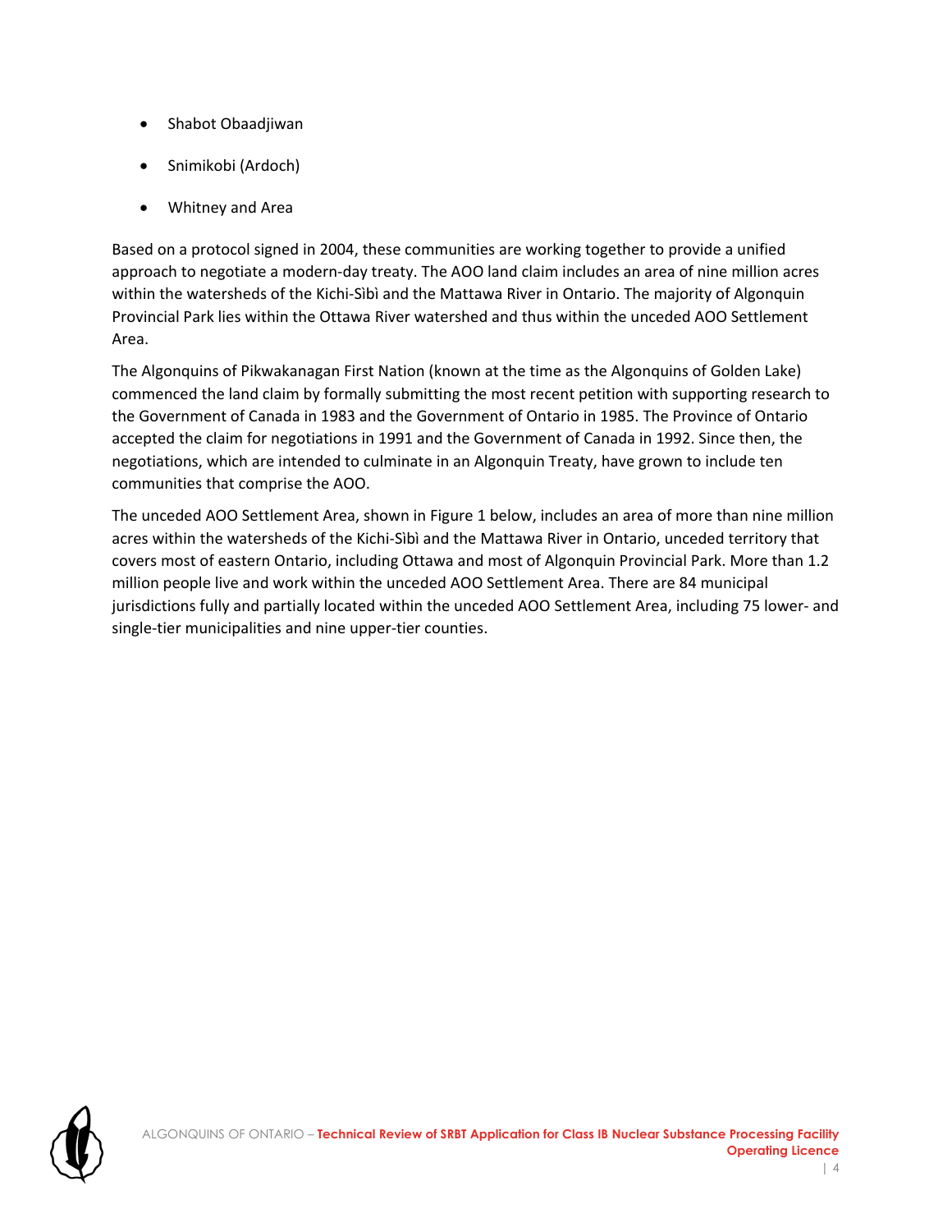- Shabot Obaadjiwan
- Snimikobi (Ardoch)
- Whitney and Area

Based on a protocol signed in 2004, these communities are working together to provide a unified approach to negotiate a modern-day treaty. The AOO land claim includes an area of nine million acres within the watersheds of the Kichi-Sìbì and the Mattawa River in Ontario. The majority of Algonquin Provincial Park lies within the Ottawa River watershed and thus within the unceded AOO Settlement Area.

The Algonquins of Pikwakanagan First Nation (known at the time as the Algonquins of Golden Lake) commenced the land claim by formally submitting the most recent petition with supporting research to the Government of Canada in 1983 and the Government of Ontario in 1985. The Province of Ontario accepted the claim for negotiations in 1991 and the Government of Canada in 1992. Since then, the negotiations, which are intended to culminate in an Algonquin Treaty, have grown to include ten communities that comprise the AOO.

The unceded AOO Settlement Area, shown in Figure 1 below, includes an area of more than nine million acres within the watersheds of the Kichi-Sìbì and the Mattawa River in Ontario, unceded territory that covers most of eastern Ontario, including Ottawa and most of Algonquin Provincial Park. More than 1.2 million people live and work within the unceded AOO Settlement Area. There are 84 municipal jurisdictions fully and partially located within the unceded AOO Settlement Area, including 75 lower- and single-tier municipalities and nine upper-tier counties.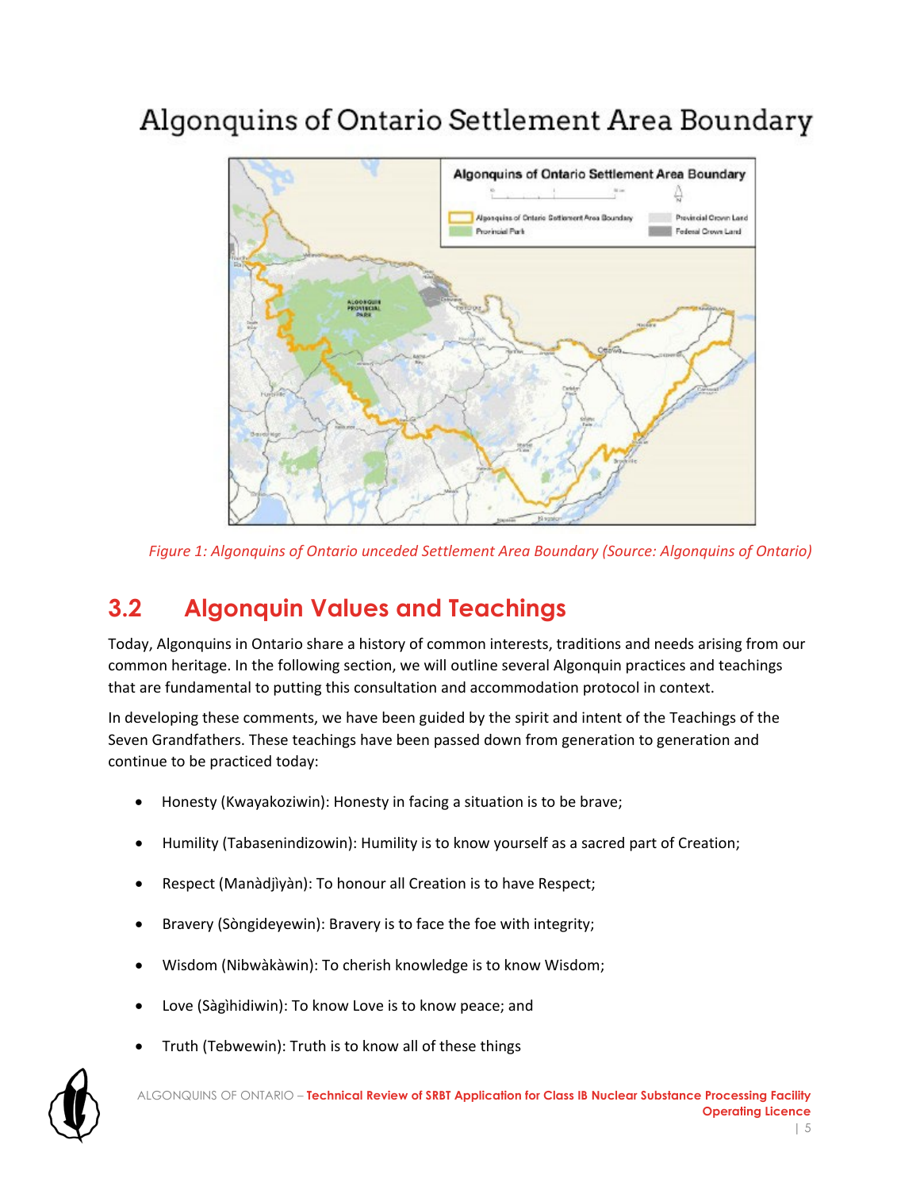# Algonquins of Ontario Settlement Area Boundary

*Figure 1: Algonquins of Ontario unceded Settlement Area Boundary (Source: Algonquins of Ontario)*

## 3.2 Algonquin Values and Teachings

Today, Algonquins in Ontario share a history of common interests, traditions and needs arising from our common heritage. In the following section, we will outline several Algonquin practices and teachings that are fundamental to putting this consultation and accommodation protocol in context.

In developing these comments, we have been guided by the spirit and intent of the Teachings of the Seven Grandfathers. These teachings have been passed down from generation to generation and continue to be practiced today:

- Honesty (Kwayakoziwin): Honesty in facing a situation is to be brave;
- Humility (Tabasenindizowin): Humility is to know yourself as a sacred part of Creation;
- Respect (Manàdjìyàn): To honour all Creation is to have Respect;
- Bravery (Sòngideyewin): Bravery is to face the foe with integrity;
- Wisdom (Nibwàkàwin): To cherish knowledge is to know Wisdom;
- Love (Sàgìhidiwin): To know Love is to know peace; and
- Truth (Tebwewin): Truth is to know all of these things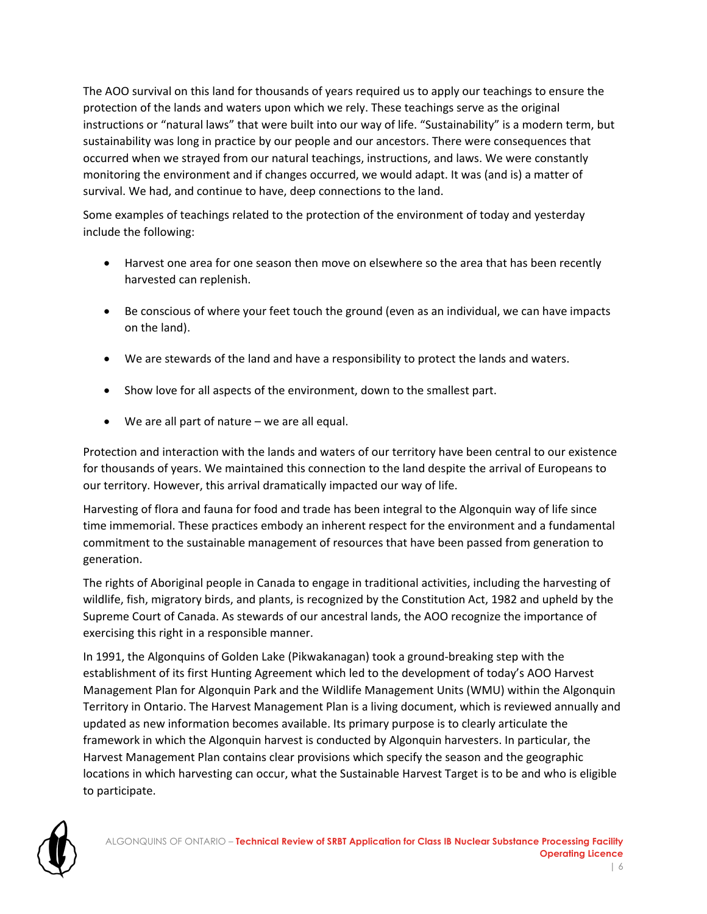The AOO survival on this land for thousands of years required us to apply our teachings to ensure the protection of the lands and waters upon which we rely. These teachings serve as the original instructions or "natural laws" that were built into our way of life. "Sustainability" is a modern term, but sustainability was long in practice by our people and our ancestors. There were consequences that occurred when we strayed from our natural teachings, instructions, and laws. We were constantly monitoring the environment and if changes occurred, we would adapt. It was (and is) a matter of survival. We had, and continue to have, deep connections to the land.

Some examples of teachings related to the protection of the environment of today and yesterday include the following:

- Harvest one area for one season then move on elsewhere so the area that has been recently harvested can replenish.
- Be conscious of where your feet touch the ground (even as an individual, we can have impacts on the land).
- We are stewards of the land and have a responsibility to protect the lands and waters.
- Show love for all aspects of the environment, down to the smallest part.
- We are all part of nature – we are all equal.

Protection and interaction with the lands and waters of our territory have been central to our existence for thousands of years. We maintained this connection to the land despite the arrival of Europeans to our territory. However, this arrival dramatically impacted our way of life.

Harvesting of flora and fauna for food and trade has been integral to the Algonquin way of life since time immemorial. These practices embody an inherent respect for the environment and a fundamental commitment to the sustainable management of resources that have been passed from generation to generation.

The rights of Aboriginal people in Canada to engage in traditional activities, including the harvesting of wildlife, fish, migratory birds, and plants, is recognized by the Constitution Act, 1982 and upheld by the Supreme Court of Canada. As stewards of our ancestral lands, the AOO recognize the importance of exercising this right in a responsible manner.

In 1991, the Algonquins of Golden Lake (Pikwakanagan) took a ground-breaking step with the establishment of its first Hunting Agreement which led to the development of today's AOO Harvest Management Plan for Algonquin Park and the Wildlife Management Units (WMU) within the Algonquin Territory in Ontario. The Harvest Management Plan is a living document, which is reviewed annually and updated as new information becomes available. Its primary purpose is to clearly articulate the framework in which the Algonquin harvest is conducted by Algonquin harvesters. In particular, the Harvest Management Plan contains clear provisions which specify the season and the geographic locations in which harvesting can occur, what the Sustainable Harvest Target is to be and who is eligible to participate.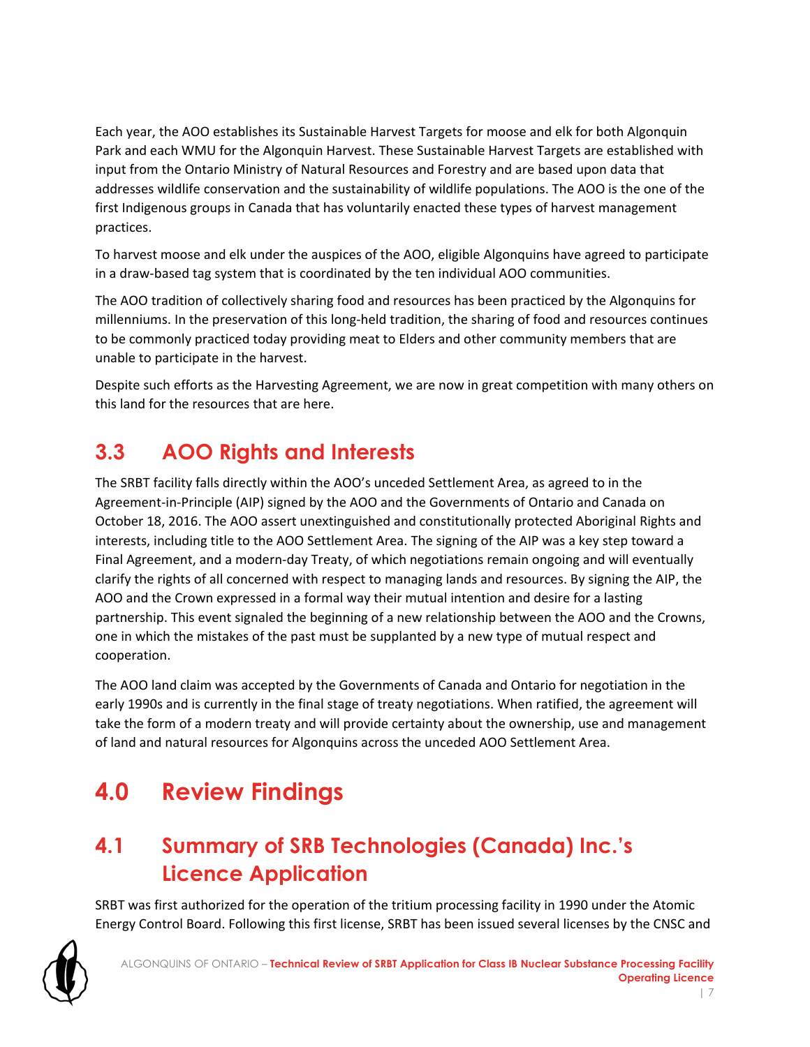Each year, the AOO establishes its Sustainable Harvest Targets for moose and elk for both Algonquin Park and each WMU for the Algonquin Harvest. These Sustainable Harvest Targets are established with input from the Ontario Ministry of Natural Resources and Forestry and are based upon data that addresses wildlife conservation and the sustainability of wildlife populations. The AOO is the one of the first Indigenous groups in Canada that has voluntarily enacted these types of harvest management practices.

To harvest moose and elk under the auspices of the AOO, eligible Algonquins have agreed to participate in a draw-based tag system that is coordinated by the ten individual AOO communities.

The AOO tradition of collectively sharing food and resources has been practiced by the Algonquins for millenniums. In the preservation of this long-held tradition, the sharing of food and resources continues to be commonly practiced today providing meat to Elders and other community members that are unable to participate in the harvest.

Despite such efforts as the Harvesting Agreement, we are now in great competition with many others on this land for the resources that are here.

## 3.3 AOO Rights and Interests

The SRBT facility falls directly within the AOO's unceded Settlement Area, as agreed to in the Agreement-in-Principle (AIP) signed by the AOO and the Governments of Ontario and Canada on October 18, 2016. The AOO assert unextinguished and constitutionally protected Aboriginal Rights and interests, including title to the AOO Settlement Area. The signing of the AIP was a key step toward a Final Agreement, and a modern-day Treaty, of which negotiations remain ongoing and will eventually clarify the rights of all concerned with respect to managing lands and resources. By signing the AIP, the AOO and the Crown expressed in a formal way their mutual intention and desire for a lasting partnership. This event signaled the beginning of a new relationship between the AOO and the Crowns, one in which the mistakes of the past must be supplanted by a new type of mutual respect and cooperation.

The AOO land claim was accepted by the Governments of Canada and Ontario for negotiation in the early 1990s and is currently in the final stage of treaty negotiations. When ratified, the agreement will take the form of a modern treaty and will provide certainty about the ownership, use and management of land and natural resources for Algonquins across the unceded AOO Settlement Area.

# 4.0 Review Findings

## 4.1 Summary of SRB Technologies (Canada) Inc.'s Licence Application

SRBT was first authorized for the operation of the tritium processing facility in 1990 under the Atomic Energy Control Board. Following this first license, SRBT has been issued several licenses by the CNSC and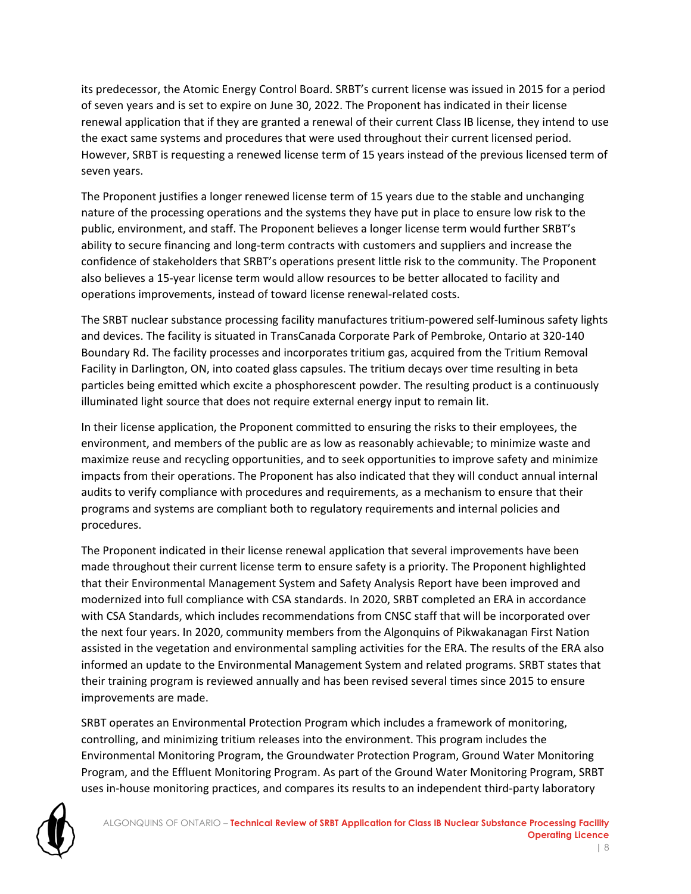its predecessor, the Atomic Energy Control Board. SRBT's current license was issued in 2015 for a period of seven years and is set to expire on June 30, 2022. The Proponent has indicated in their license renewal application that if they are granted a renewal of their current Class IB license, they intend to use the exact same systems and procedures that were used throughout their current licensed period. However, SRBT is requesting a renewed license term of 15 years instead of the previous licensed term of seven years.

The Proponent justifies a longer renewed license term of 15 years due to the stable and unchanging nature of the processing operations and the systems they have put in place to ensure low risk to the public, environment, and staff. The Proponent believes a longer license term would further SRBT's ability to secure financing and long-term contracts with customers and suppliers and increase the confidence of stakeholders that SRBT's operations present little risk to the community. The Proponent also believes a 15-year license term would allow resources to be better allocated to facility and operations improvements, instead of toward license renewal-related costs.

The SRBT nuclear substance processing facility manufactures tritium-powered self-luminous safety lights and devices. The facility is situated in TransCanada Corporate Park of Pembroke, Ontario at 320-140 Boundary Rd. The facility processes and incorporates tritium gas, acquired from the Tritium Removal Facility in Darlington, ON, into coated glass capsules. The tritium decays over time resulting in beta particles being emitted which excite a phosphorescent powder. The resulting product is a continuously illuminated light source that does not require external energy input to remain lit.

In their license application, the Proponent committed to ensuring the risks to their employees, the environment, and members of the public are as low as reasonably achievable; to minimize waste and maximize reuse and recycling opportunities, and to seek opportunities to improve safety and minimize impacts from their operations. The Proponent has also indicated that they will conduct annual internal audits to verify compliance with procedures and requirements, as a mechanism to ensure that their programs and systems are compliant both to regulatory requirements and internal policies and procedures.

The Proponent indicated in their license renewal application that several improvements have been made throughout their current license term to ensure safety is a priority. The Proponent highlighted that their Environmental Management System and Safety Analysis Report have been improved and modernized into full compliance with CSA standards. In 2020, SRBT completed an ERA in accordance with CSA Standards, which includes recommendations from CNSC staff that will be incorporated over the next four years. In 2020, community members from the Algonquins of Pikwakanagan First Nation assisted in the vegetation and environmental sampling activities for the ERA. The results of the ERA also informed an update to the Environmental Management System and related programs. SRBT states that their training program is reviewed annually and has been revised several times since 2015 to ensure improvements are made.

SRBT operates an Environmental Protection Program which includes a framework of monitoring, controlling, and minimizing tritium releases into the environment. This program includes the Environmental Monitoring Program, the Groundwater Protection Program, Ground Water Monitoring Program, and the Effluent Monitoring Program. As part of the Ground Water Monitoring Program, SRBT uses in-house monitoring practices, and compares its results to an independent third-party laboratory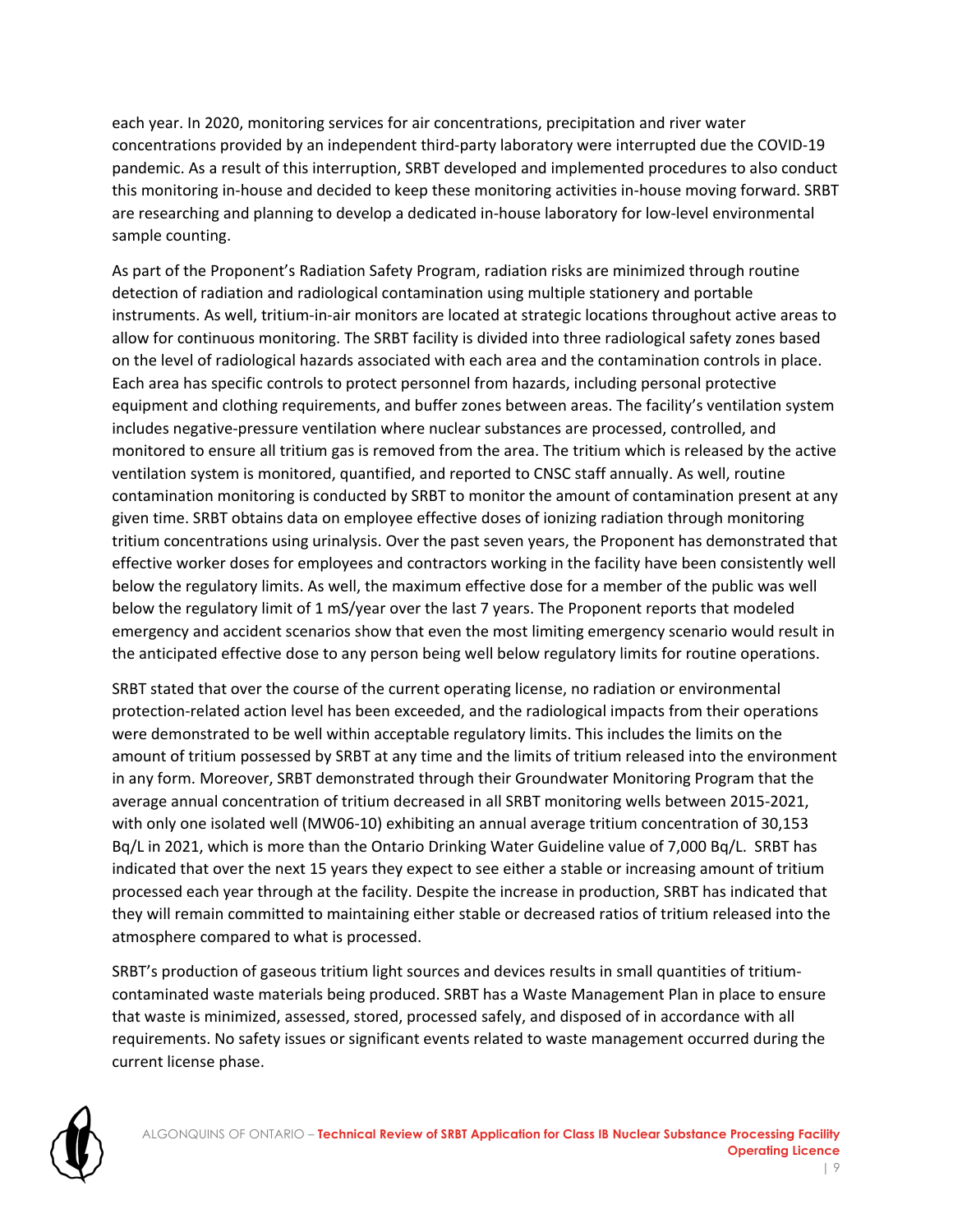each year. In 2020, monitoring services for air concentrations, precipitation and river water concentrations provided by an independent third-party laboratory were interrupted due the COVID-19 pandemic. As a result of this interruption, SRBT developed and implemented procedures to also conduct this monitoring in-house and decided to keep these monitoring activities in-house moving forward. SRBT are researching and planning to develop a dedicated in-house laboratory for low-level environmental sample counting.

As part of the Proponent's Radiation Safety Program, radiation risks are minimized through routine detection of radiation and radiological contamination using multiple stationery and portable instruments. As well, tritium-in-air monitors are located at strategic locations throughout active areas to allow for continuous monitoring. The SRBT facility is divided into three radiological safety zones based on the level of radiological hazards associated with each area and the contamination controls in place. Each area has specific controls to protect personnel from hazards, including personal protective equipment and clothing requirements, and buffer zones between areas. The facility's ventilation system includes negative-pressure ventilation where nuclear substances are processed, controlled, and monitored to ensure all tritium gas is removed from the area. The tritium which is released by the active ventilation system is monitored, quantified, and reported to CNSC staff annually. As well, routine contamination monitoring is conducted by SRBT to monitor the amount of contamination present at any given time. SRBT obtains data on employee effective doses of ionizing radiation through monitoring tritium concentrations using urinalysis. Over the past seven years, the Proponent has demonstrated that effective worker doses for employees and contractors working in the facility have been consistently well below the regulatory limits. As well, the maximum effective dose for a member of the public was well below the regulatory limit of 1 mS/year over the last 7 years. The Proponent reports that modeled emergency and accident scenarios show that even the most limiting emergency scenario would result in the anticipated effective dose to any person being well below regulatory limits for routine operations.

SRBT stated that over the course of the current operating license, no radiation or environmental protection-related action level has been exceeded, and the radiological impacts from their operations were demonstrated to be well within acceptable regulatory limits. This includes the limits on the amount of tritium possessed by SRBT at any time and the limits of tritium released into the environment in any form. Moreover, SRBT demonstrated through their Groundwater Monitoring Program that the average annual concentration of tritium decreased in all SRBT monitoring wells between 2015-2021, with only one isolated well (MW06-10) exhibiting an annual average tritium concentration of 30,153 Bq/L in 2021, which is more than the Ontario Drinking Water Guideline value of 7,000 Bq/L. SRBT has indicated that over the next 15 years they expect to see either a stable or increasing amount of tritium processed each year through at the facility. Despite the increase in production, SRBT has indicated that they will remain committed to maintaining either stable or decreased ratios of tritium released into the atmosphere compared to what is processed.

SRBT's production of gaseous tritium light sources and devices results in small quantities of tritium-contaminated waste materials being produced. SRBT has a Waste Management Plan in place to ensure that waste is minimized, assessed, stored, processed safely, and disposed of in accordance with all requirements. No safety issues or significant events related to waste management occurred during the current license phase.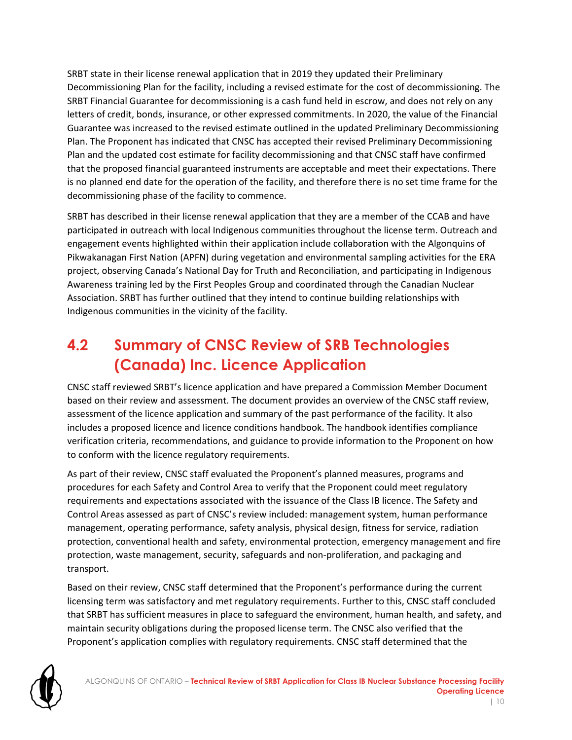SRBT state in their license renewal application that in 2019 they updated their Preliminary Decommissioning Plan for the facility, including a revised estimate for the cost of decommissioning. The SRBT Financial Guarantee for decommissioning is a cash fund held in escrow, and does not rely on any letters of credit, bonds, insurance, or other expressed commitments. In 2020, the value of the Financial Guarantee was increased to the revised estimate outlined in the updated Preliminary Decommissioning Plan. The Proponent has indicated that CNSC has accepted their revised Preliminary Decommissioning Plan and the updated cost estimate for facility decommissioning and that CNSC staff have confirmed that the proposed financial guaranteed instruments are acceptable and meet their expectations. There is no planned end date for the operation of the facility, and therefore there is no set time frame for the decommissioning phase of the facility to commence.

SRBT has described in their license renewal application that they are a member of the CCAB and have participated in outreach with local Indigenous communities throughout the license term. Outreach and engagement events highlighted within their application include collaboration with the Algonquins of Pikwakanagan First Nation (APFN) during vegetation and environmental sampling activities for the ERA project, observing Canada's National Day for Truth and Reconciliation, and participating in Indigenous Awareness training led by the First Peoples Group and coordinated through the Canadian Nuclear Association. SRBT has further outlined that they intend to continue building relationships with Indigenous communities in the vicinity of the facility.

## 4.2 Summary of CNSC Review of SRB Technologies (Canada) Inc. Licence Application

CNSC staff reviewed SRBT's licence application and have prepared a Commission Member Document based on their review and assessment. The document provides an overview of the CNSC staff review, assessment of the licence application and summary of the past performance of the facility. It also includes a proposed licence and licence conditions handbook. The handbook identifies compliance verification criteria, recommendations, and guidance to provide information to the Proponent on how to conform with the licence regulatory requirements.

As part of their review, CNSC staff evaluated the Proponent's planned measures, programs and procedures for each Safety and Control Area to verify that the Proponent could meet regulatory requirements and expectations associated with the issuance of the Class IB licence. The Safety and Control Areas assessed as part of CNSC's review included: management system, human performance management, operating performance, safety analysis, physical design, fitness for service, radiation protection, conventional health and safety, environmental protection, emergency management and fire protection, waste management, security, safeguards and non-proliferation, and packaging and transport.

Based on their review, CNSC staff determined that the Proponent's performance during the current licensing term was satisfactory and met regulatory requirements. Further to this, CNSC staff concluded that SRBT has sufficient measures in place to safeguard the environment, human health, and safety, and maintain security obligations during the proposed license term. The CNSC also verified that the Proponent's application complies with regulatory requirements. CNSC staff determined that the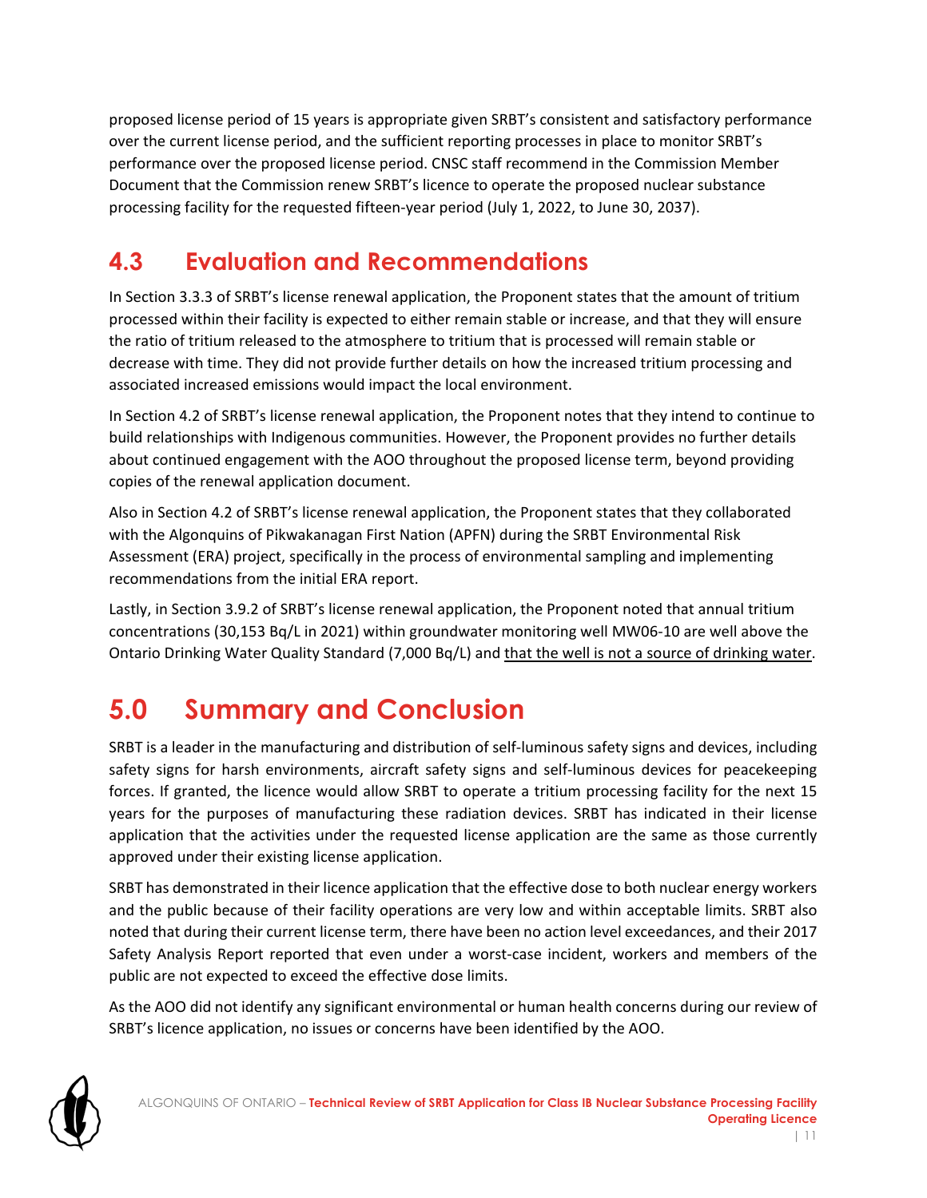proposed license period of 15 years is appropriate given SRBT's consistent and satisfactory performance over the current license period, and the sufficient reporting processes in place to monitor SRBT's performance over the proposed license period. CNSC staff recommend in the Commission Member Document that the Commission renew SRBT's licence to operate the proposed nuclear substance processing facility for the requested fifteen-year period (July 1, 2022, to June 30, 2037).

## 4.3 Evaluation and Recommendations

In Section 3.3.3 of SRBT's license renewal application, the Proponent states that the amount of tritium processed within their facility is expected to either remain stable or increase, and that they will ensure the ratio of tritium released to the atmosphere to tritium that is processed will remain stable or decrease with time. They did not provide further details on how the increased tritium processing and associated increased emissions would impact the local environment.

In Section 4.2 of SRBT's license renewal application, the Proponent notes that they intend to continue to build relationships with Indigenous communities. However, the Proponent provides no further details about continued engagement with the AOO throughout the proposed license term, beyond providing copies of the renewal application document.

Also in Section 4.2 of SRBT's license renewal application, the Proponent states that they collaborated with the Algonquins of Pikwakanagan First Nation (APFN) during the SRBT Environmental Risk Assessment (ERA) project, specifically in the process of environmental sampling and implementing recommendations from the initial ERA report.

Lastly, in Section 3.9.2 of SRBT's license renewal application, the Proponent noted that annual tritium concentrations (30,153 Bq/L in 2021) within groundwater monitoring well MW06-10 are well above the Ontario Drinking Water Quality Standard (7,000 Bq/L) and <u>that the well is not a source of drinking water</u>.

# 5.0 Summary and Conclusion

SRBT is a leader in the manufacturing and distribution of self-luminous safety signs and devices, including safety signs for harsh environments, aircraft safety signs and self-luminous devices for peacekeeping forces. If granted, the licence would allow SRBT to operate a tritium processing facility for the next 15 years for the purposes of manufacturing these radiation devices. SRBT has indicated in their license application that the activities under the requested license application are the same as those currently approved under their existing license application.

SRBT has demonstrated in their licence application that the effective dose to both nuclear energy workers and the public because of their facility operations are very low and within acceptable limits. SRBT also noted that during their current license term, there have been no action level exceedances, and their 2017 Safety Analysis Report reported that even under a worst-case incident, workers and members of the public are not expected to exceed the effective dose limits.

As the AOO did not identify any significant environmental or human health concerns during our review of SRBT's licence application, no issues or concerns have been identified by the AOO.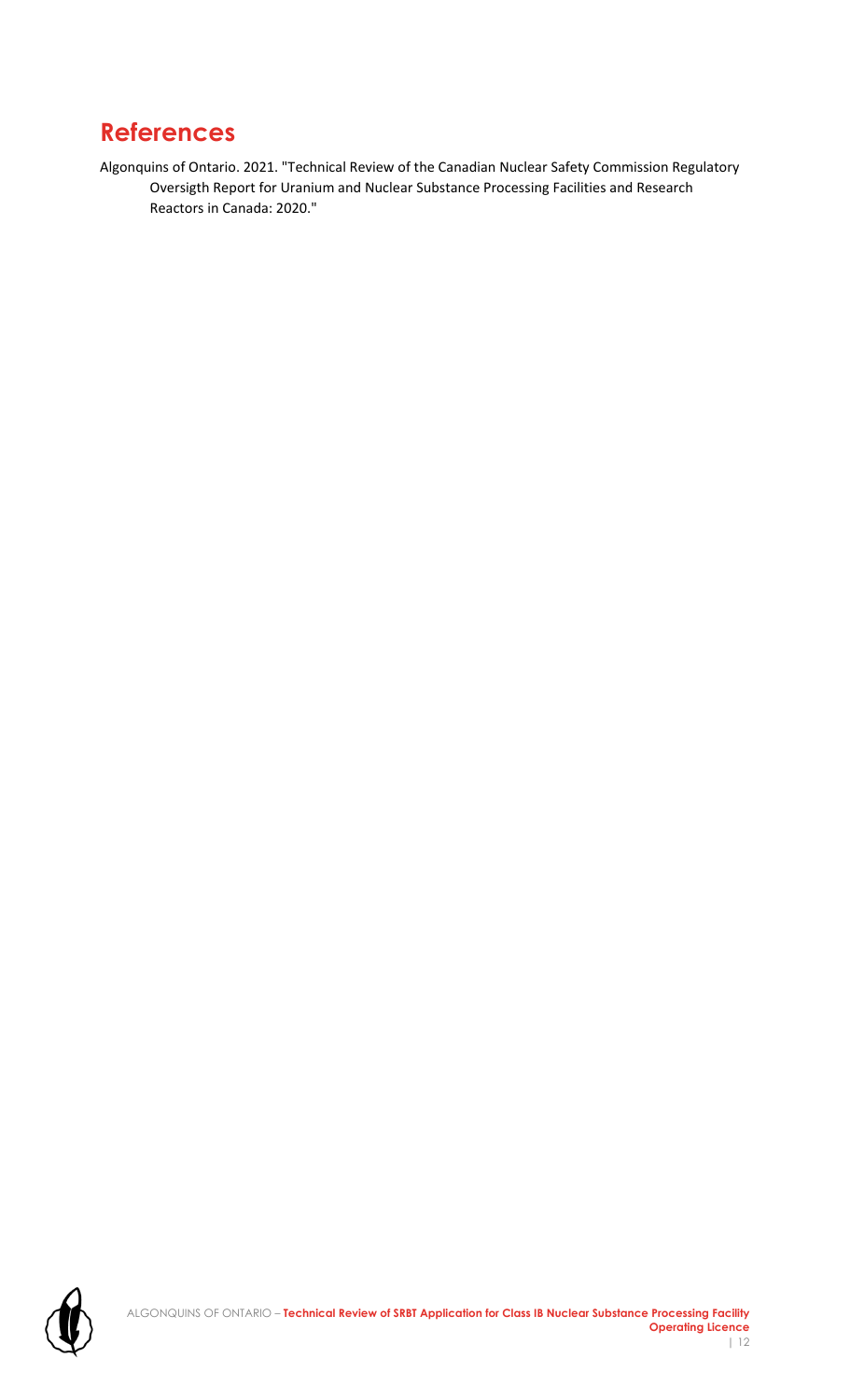# References

Algonquins of Ontario. 2021. "Technical Review of the Canadian Nuclear Safety Commission Regulatory Oversigth Report for Uranium and Nuclear Substance Processing Facilities and Research Reactors in Canada: 2020."